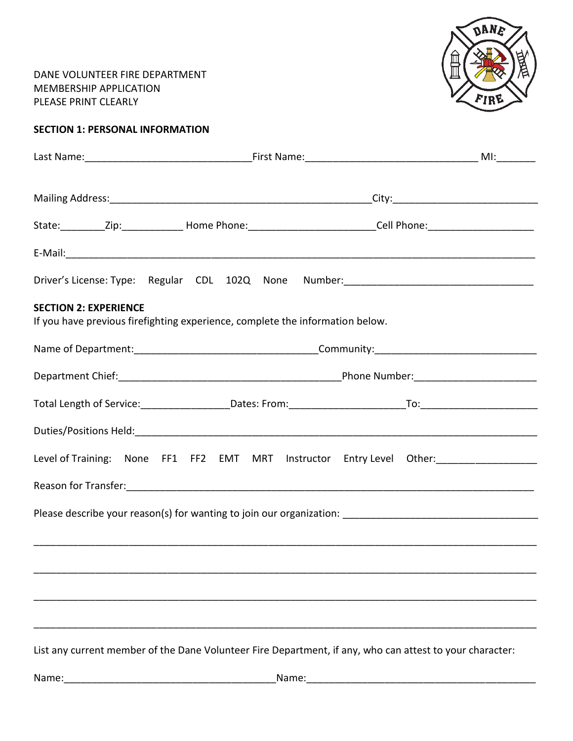DANE VOLUNTEER FIRE DEPARTMENT
MEMBERSHIP APPLICATION
PLEASE PRINT CLEARLY

**SECTION 1: PERSONAL INFORMATION**

Last Name:_____________________________First Name:______________________________ MI:_______

Mailing Address:_______________________________________________City:_________________________

State:________Zip:___________ Home Phone:_____________________Cell Phone:__________________

E-Mail:_____________________________________________________________________________

Driver's License: Type: Regular CDL 102Q None Number:_________________________________

**SECTION 2: EXPERIENCE**
If you have previous firefighting experience, complete the information below.

Name of Department:________________________________Community:___________________________

Department Chief:_______________________________________Phone Number:_____________________

Total Length of Service:________________Dates: From:____________________To:____________________

Duties/Positions Held:_______________________________________________________________________

Level of Training: None FF1 FF2 EMT MRT Instructor Entry Level Other:__________________

Reason for Transfer:__________________________________________________________________________

Please describe your reason(s) for wanting to join our organization: __________________________________

_____________________________________________________________________________________

_____________________________________________________________________________________

_____________________________________________________________________________________

_____________________________________________________________________________________

List any current member of the Dane Volunteer Fire Department, if any, who can attest to your character:

Name:_____________________________________Name:________________________________________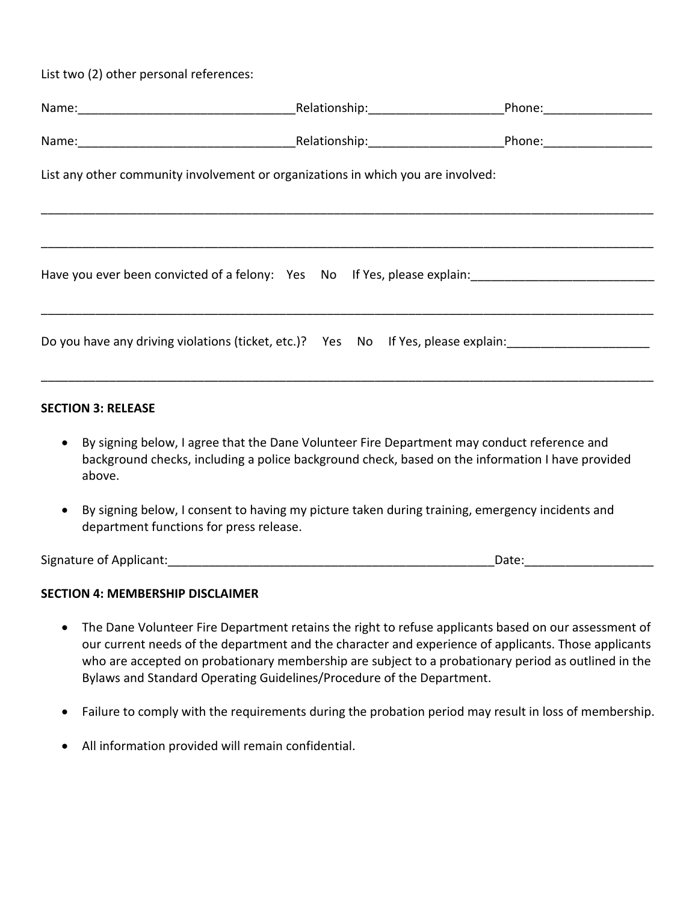List two (2) other personal references:

Name:_______________________________Relationship:___________________Phone:________________

Name:_______________________________Relationship:___________________Phone:________________

List any other community involvement or organizations in which you are involved:

_____________________________________________________________________________________

_____________________________________________________________________________________

Have you ever been convicted of a felony: Yes No If Yes, please explain:___________________________

_____________________________________________________________________________________

Do you have any driving violations (ticket, etc.)? Yes No If Yes, please explain:_____________________

_____________________________________________________________________________________

**SECTION 3: RELEASE**

- By signing below, I agree that the Dane Volunteer Fire Department may conduct reference and background checks, including a police background check, based on the information I have provided above.
- By signing below, I consent to having my picture taken during training, emergency incidents and department functions for press release.

Signature of Applicant:_________________________________________________Date:___________________

**SECTION 4: MEMBERSHIP DISCLAIMER**

- The Dane Volunteer Fire Department retains the right to refuse applicants based on our assessment of our current needs of the department and the character and experience of applicants. Those applicants who are accepted on probationary membership are subject to a probationary period as outlined in the Bylaws and Standard Operating Guidelines/Procedure of the Department.
- Failure to comply with the requirements during the probation period may result in loss of membership.
- All information provided will remain confidential.